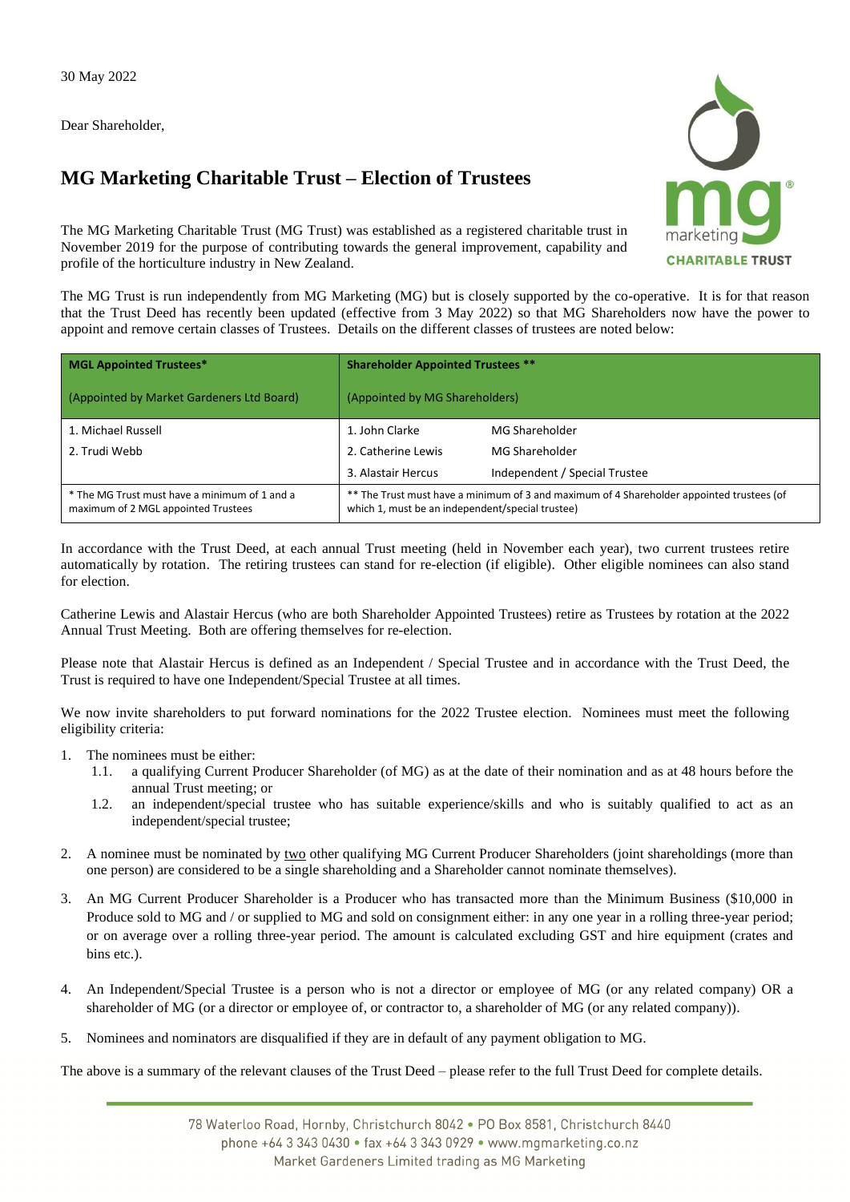30 May 2022

Dear Shareholder,

# MG Marketing Charitable Trust – Election of Trustees

The MG Marketing Charitable Trust (MG Trust) was established as a registered charitable trust in November 2019 for the purpose of contributing towards the general improvement, capability and profile of the horticulture industry in New Zealand.

The MG Trust is run independently from MG Marketing (MG) but is closely supported by the co-operative. It is for that reason that the Trust Deed has recently been updated (effective from 3 May 2022) so that MG Shareholders now have the power to appoint and remove certain classes of Trustees. Details on the different classes of trustees are noted below:

| **MGL Appointed Trustees*** (Appointed by Market Gardeners Ltd Board) | **Shareholder Appointed Trustees **** (Appointed by MG Shareholders) | |
|---|---|---|
| 1. Michael Russell | 1. John Clarke | MG Shareholder |
| 2. Trudi Webb | 2. Catherine Lewis | MG Shareholder |
| | 3. Alastair Hercus | Independent / Special Trustee |
| * The MG Trust must have a minimum of 1 and a maximum of 2 MGL appointed Trustees | ** The Trust must have a minimum of 3 and maximum of 4 Shareholder appointed trustees (of which 1, must be an independent/special trustee) | |

In accordance with the Trust Deed, at each annual Trust meeting (held in November each year), two current trustees retire automatically by rotation. The retiring trustees can stand for re-election (if eligible). Other eligible nominees can also stand for election.

Catherine Lewis and Alastair Hercus (who are both Shareholder Appointed Trustees) retire as Trustees by rotation at the 2022 Annual Trust Meeting. Both are offering themselves for re-election.

Please note that Alastair Hercus is defined as an Independent / Special Trustee and in accordance with the Trust Deed, the Trust is required to have one Independent/Special Trustee at all times.

We now invite shareholders to put forward nominations for the 2022 Trustee election. Nominees must meet the following eligibility criteria:

1. The nominees must be either:
   - 1.1. a qualifying Current Producer Shareholder (of MG) as at the date of their nomination and as at 48 hours before the annual Trust meeting; or
   - 1.2. an independent/special trustee who has suitable experience/skills and who is suitably qualified to act as an independent/special trustee;
2. A nominee must be nominated by two other qualifying MG Current Producer Shareholders (joint shareholdings (more than one person) are considered to be a single shareholding and a Shareholder cannot nominate themselves).
3. An MG Current Producer Shareholder is a Producer who has transacted more than the Minimum Business ($10,000 in Produce sold to MG and / or supplied to MG and sold on consignment either: in any one year in a rolling three-year period; or on average over a rolling three-year period. The amount is calculated excluding GST and hire equipment (crates and bins etc.).
4. An Independent/Special Trustee is a person who is not a director or employee of MG (or any related company) OR a shareholder of MG (or a director or employee of, or contractor to, a shareholder of MG (or any related company)).
5. Nominees and nominators are disqualified if they are in default of any payment obligation to MG.

The above is a summary of the relevant clauses of the Trust Deed – please refer to the full Trust Deed for complete details.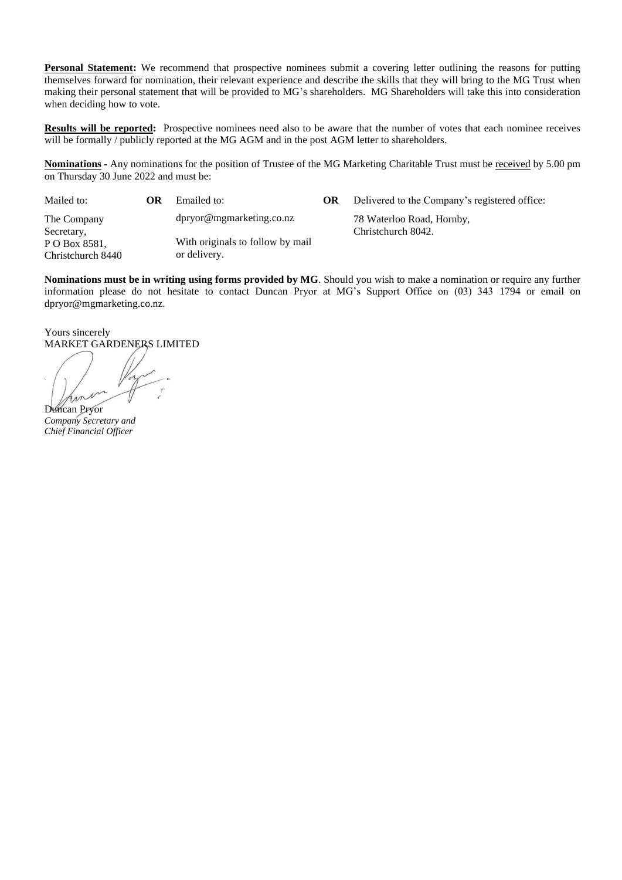**Personal Statement:** We recommend that prospective nominees submit a covering letter outlining the reasons for putting themselves forward for nomination, their relevant experience and describe the skills that they will bring to the MG Trust when making their personal statement that will be provided to MG's shareholders. MG Shareholders will take this into consideration when deciding how to vote.

**Results will be reported:** Prospective nominees need also to be aware that the number of votes that each nominee receives will be formally / publicly reported at the MG AGM and in the post AGM letter to shareholders.

**Nominations** - Any nominations for the position of Trustee of the MG Marketing Charitable Trust must be received by 5.00 pm on Thursday 30 June 2022 and must be:

| | | | | |
|---|---|---|---|---|
| Mailed to: | **OR** | Emailed to: | **OR** | Delivered to the Company's registered office: |
| The Company Secretary, P O Box 8581, Christchurch 8440 | | dpryor@mgmarketing.co.nz<br><br>With originals to follow by mail or delivery. | | 78 Waterloo Road, Hornby, Christchurch 8042. |

**Nominations must be in writing using forms provided by MG**. Should you wish to make a nomination or require any further information please do not hesitate to contact Duncan Pryor at MG's Support Office on (03) 343 1794 or email on dpryor@mgmarketing.co.nz.

Yours sincerely
MARKET GARDENERS LIMITED

Duncan Pryor
*Company Secretary and*
*Chief Financial Officer*